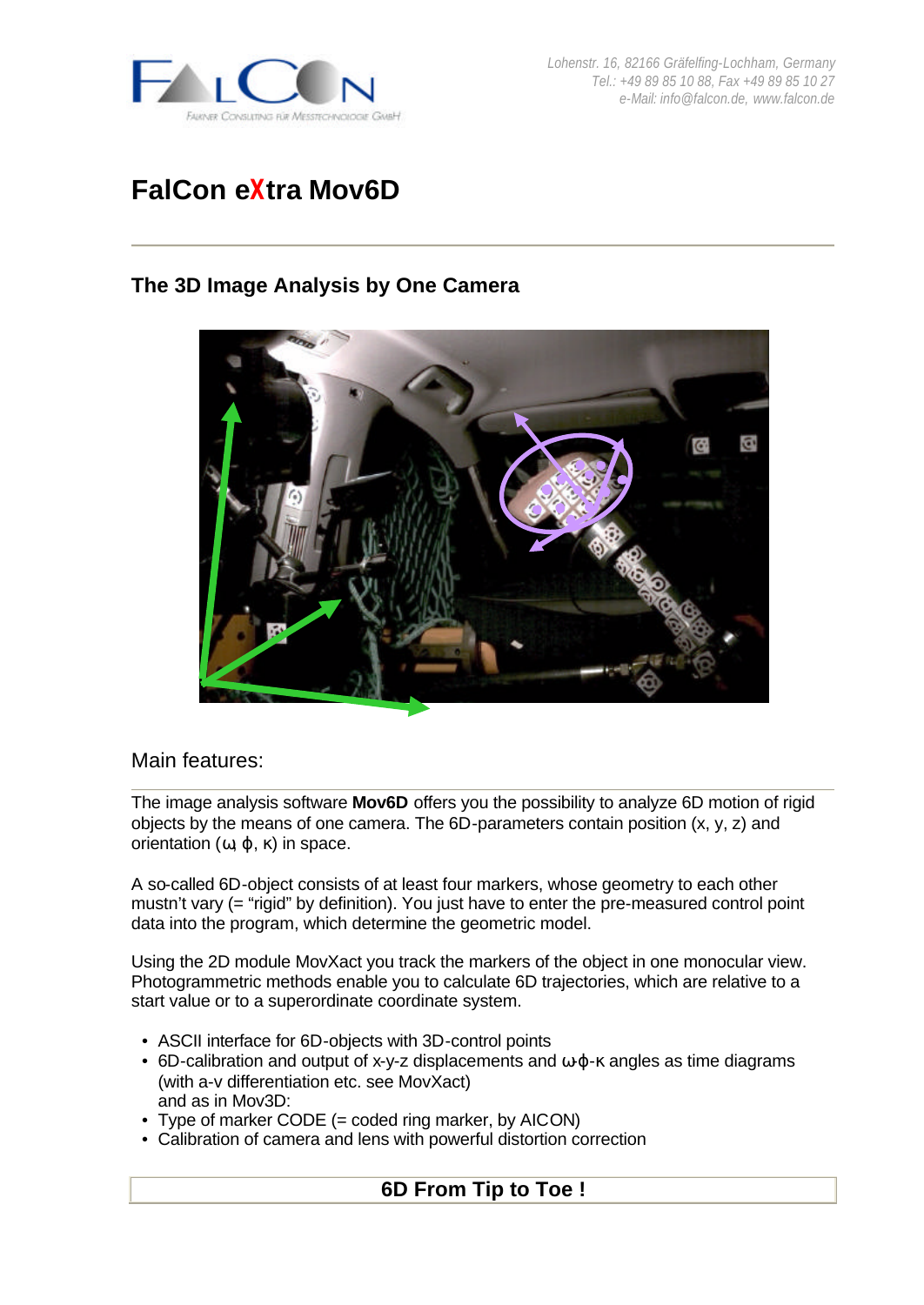Lohenstr. 16, 82166 Gräfelfing-Lochham, Germany
Tel.: +49 89 85 10 88, Fax +49 89 85 10 27
e-Mail: info@falcon.de, www.falcon.de

# FalCon eXtra Mov6D

## The 3D Image Analysis by One Camera

Main features:

The image analysis software **Mov6D** offers you the possibility to analyze 6D motion of rigid objects by the means of one camera. The 6D-parameters contain position (x, y, z) and orientation (ω, φ, κ) in space.

A so-called 6D-object consists of at least four markers, whose geometry to each other mustn't vary (= "rigid" by definition). You just have to enter the pre-measured control point data into the program, which determine the geometric model.

Using the 2D module MovXact you track the markers of the object in one monocular view. Photogrammetric methods enable you to calculate 6D trajectories, which are relative to a start value or to a superordinate coordinate system.

- ASCII interface for 6D-objects with 3D-control points
- 6D-calibration and output of x-y-z displacements and ω-φ-κ angles as time diagrams (with a-v differentiation etc. see MovXact)
  and as in Mov3D:
- Type of marker CODE (= coded ring marker, by AICON)
- Calibration of camera and lens with powerful distortion correction

**6D From Tip to Toe !**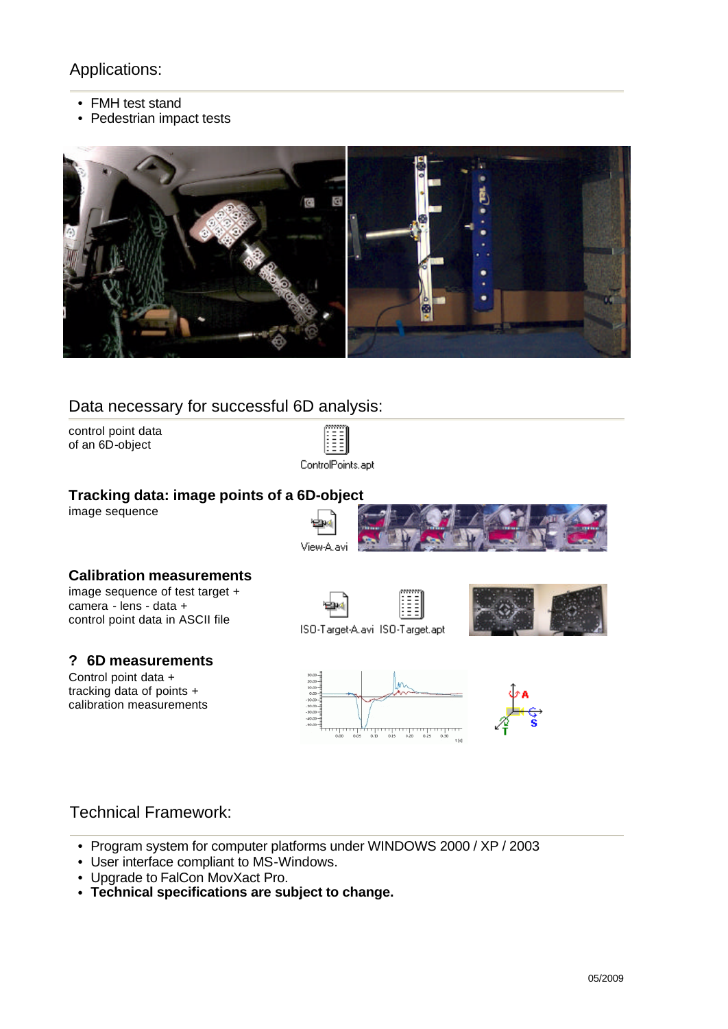## Applications:

- FMH test stand
- Pedestrian impact tests

## Data necessary for successful 6D analysis:

control point data
of an 6D-object

ControlPoints.apt

**Tracking data: image points of a 6D-object**

image sequence

View-A.avi

**Calibration measurements**

image sequence of test target +
camera - lens - data +
control point data in ASCII file

ISO-Target-A.avi ISO-Target.apt

**? 6D measurements**

Control point data +
tracking data of points +
calibration measurements

## Technical Framework:

- Program system for computer platforms under WINDOWS 2000 / XP / 2003
- User interface compliant to MS-Windows.
- Upgrade to FalCon MovXact Pro.
- **Technical specifications are subject to change.**

05/2009